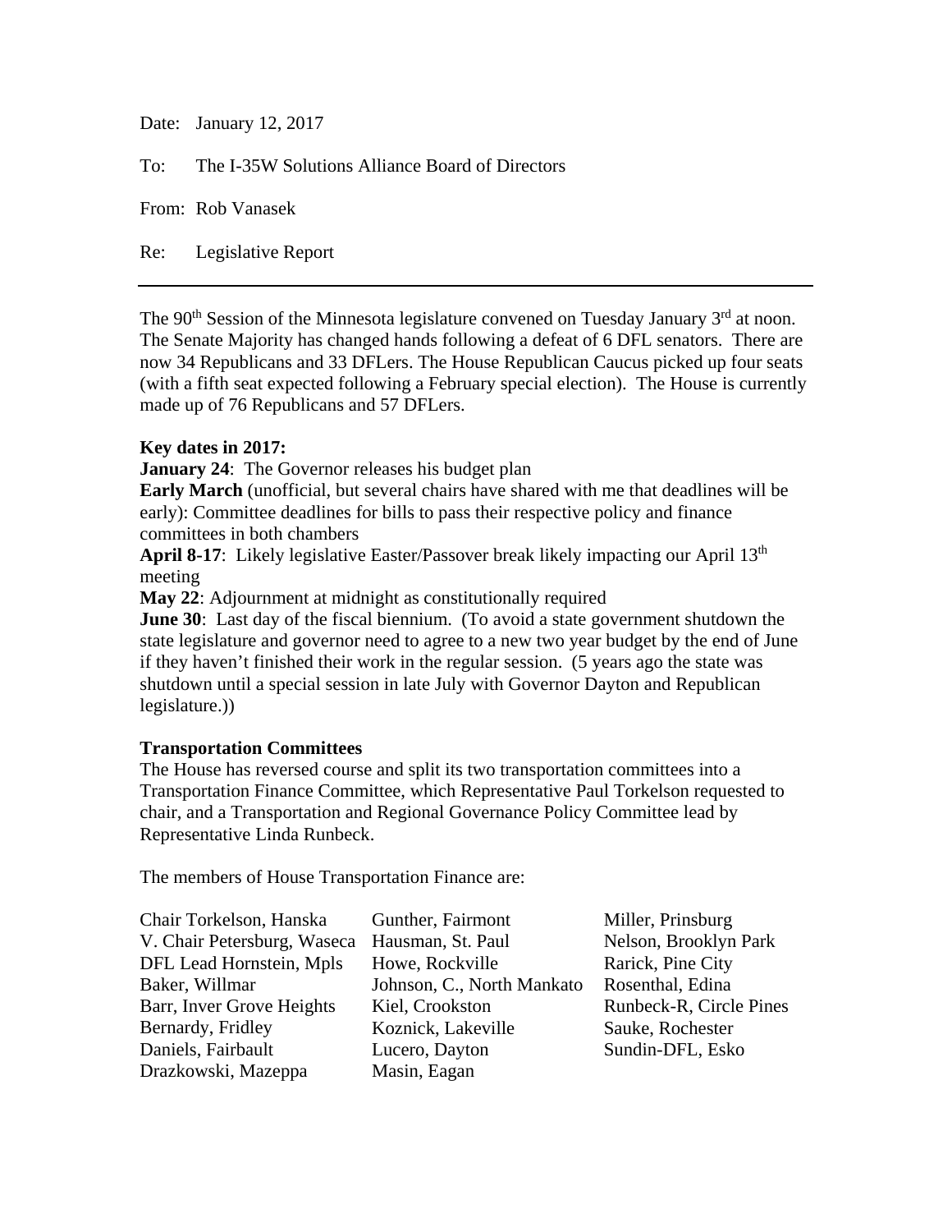Date: January 12, 2017

To: The I-35W Solutions Alliance Board of Directors

From: Rob Vanasek

Re: Legislative Report

---

The 90th Session of the Minnesota legislature convened on Tuesday January 3rd at noon. The Senate Majority has changed hands following a defeat of 6 DFL senators. There are now 34 Republicans and 33 DFLers. The House Republican Caucus picked up four seats (with a fifth seat expected following a February special election). The House is currently made up of 76 Republicans and 57 DFLers.

**Key dates in 2017:**

**January 24**: The Governor releases his budget plan

**Early March** (unofficial, but several chairs have shared with me that deadlines will be early): Committee deadlines for bills to pass their respective policy and finance committees in both chambers

**April 8-17**: Likely legislative Easter/Passover break likely impacting our April 13th meeting

**May 22**: Adjournment at midnight as constitutionally required

**June 30**: Last day of the fiscal biennium. (To avoid a state government shutdown the state legislature and governor need to agree to a new two year budget by the end of June if they haven't finished their work in the regular session. (5 years ago the state was shutdown until a special session in late July with Governor Dayton and Republican legislature.))

**Transportation Committees**

The House has reversed course and split its two transportation committees into a Transportation Finance Committee, which Representative Paul Torkelson requested to chair, and a Transportation and Regional Governance Policy Committee lead by Representative Linda Runbeck.

The members of House Transportation Finance are:

| | | |
|---|---|---|
| Chair Torkelson, Hanska | Gunther, Fairmont | Miller, Prinsburg |
| V. Chair Petersburg, Waseca | Hausman, St. Paul | Nelson, Brooklyn Park |
| DFL Lead Hornstein, Mpls | Howe, Rockville | Rarick, Pine City |
| Baker, Willmar | Johnson, C., North Mankato | Rosenthal, Edina |
| Barr, Inver Grove Heights | Kiel, Crookston | Runbeck-R, Circle Pines |
| Bernardy, Fridley | Koznick, Lakeville | Sauke, Rochester |
| Daniels, Fairbault | Lucero, Dayton | Sundin-DFL, Esko |
| Drazkowski, Mazeppa | Masin, Eagan | |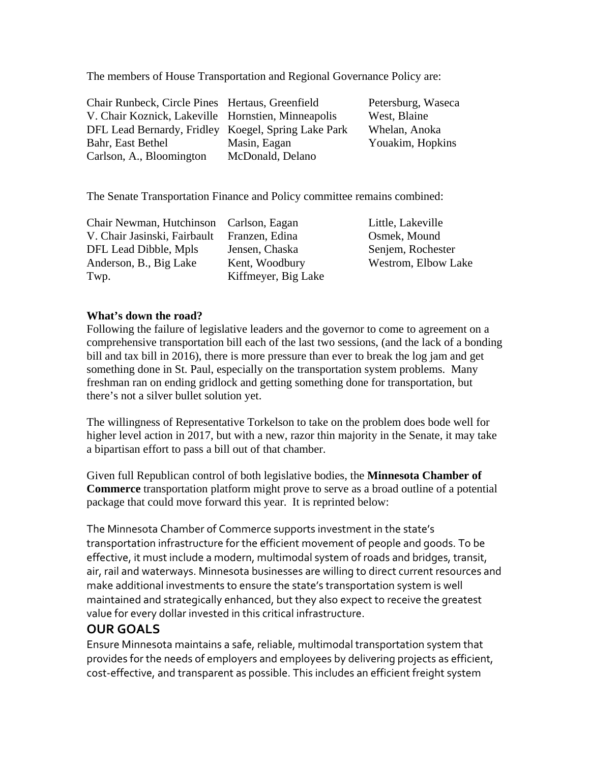The members of House Transportation and Regional Governance Policy are:

| | | |
|---|---|---|
| Chair Runbeck, Circle Pines | Hertaus, Greenfield | Petersburg, Waseca |
| V. Chair Koznick, Lakeville | Hornstien, Minneapolis | West, Blaine |
| DFL Lead Bernardy, Fridley | Koegel, Spring Lake Park | Whelan, Anoka |
| Bahr, East Bethel | Masin, Eagan | Youakim, Hopkins |
| Carlson, A., Bloomington | McDonald, Delano | |

The Senate Transportation Finance and Policy committee remains combined:

| | | |
|---|---|---|
| Chair Newman, Hutchinson | Carlson, Eagan | Little, Lakeville |
| V. Chair Jasinski, Fairbault | Franzen, Edina | Osmek, Mound |
| DFL Lead Dibble, Mpls | Jensen, Chaska | Senjem, Rochester |
| Anderson, B., Big Lake Twp. | Kent, Woodbury | Westrom, Elbow Lake |
| | Kiffmeyer, Big Lake | |

**What's down the road?**

Following the failure of legislative leaders and the governor to come to agreement on a comprehensive transportation bill each of the last two sessions, (and the lack of a bonding bill and tax bill in 2016), there is more pressure than ever to break the log jam and get something done in St. Paul, especially on the transportation system problems. Many freshman ran on ending gridlock and getting something done for transportation, but there's not a silver bullet solution yet.

The willingness of Representative Torkelson to take on the problem does bode well for higher level action in 2017, but with a new, razor thin majority in the Senate, it may take a bipartisan effort to pass a bill out of that chamber.

Given full Republican control of both legislative bodies, the **Minnesota Chamber of Commerce** transportation platform might prove to serve as a broad outline of a potential package that could move forward this year. It is reprinted below:

The Minnesota Chamber of Commerce supports investment in the state's transportation infrastructure for the efficient movement of people and goods. To be effective, it must include a modern, multimodal system of roads and bridges, transit, air, rail and waterways. Minnesota businesses are willing to direct current resources and make additional investments to ensure the state's transportation system is well maintained and strategically enhanced, but they also expect to receive the greatest value for every dollar invested in this critical infrastructure.

## OUR GOALS

Ensure Minnesota maintains a safe, reliable, multimodal transportation system that provides for the needs of employers and employees by delivering projects as efficient, cost-effective, and transparent as possible. This includes an efficient freight system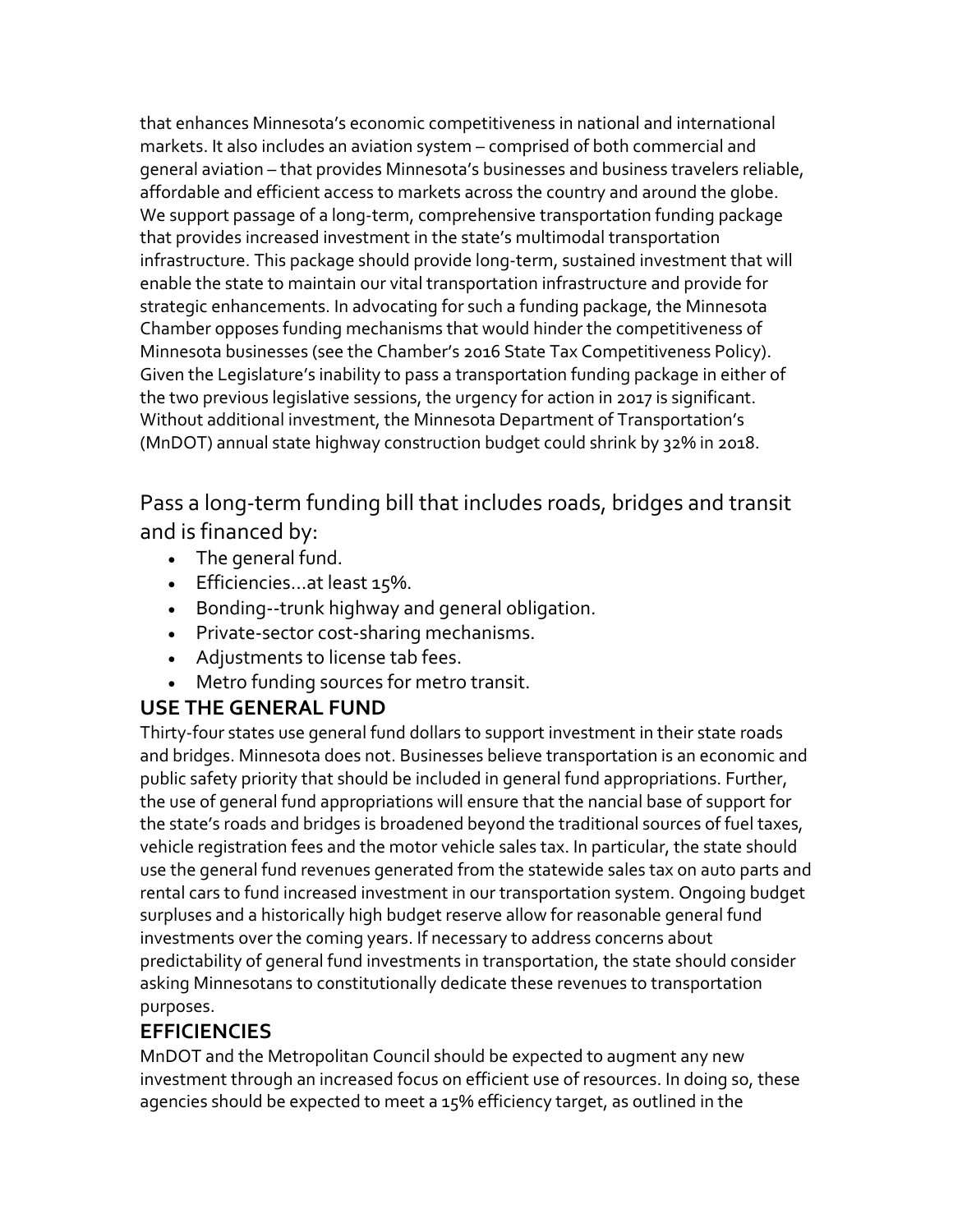that enhances Minnesota's economic competitiveness in national and international markets. It also includes an aviation system – comprised of both commercial and general aviation – that provides Minnesota's businesses and business travelers reliable, affordable and efficient access to markets across the country and around the globe. We support passage of a long-term, comprehensive transportation funding package that provides increased investment in the state's multimodal transportation infrastructure. This package should provide long-term, sustained investment that will enable the state to maintain our vital transportation infrastructure and provide for strategic enhancements. In advocating for such a funding package, the Minnesota Chamber opposes funding mechanisms that would hinder the competitiveness of Minnesota businesses (see the Chamber's 2016 State Tax Competitiveness Policy). Given the Legislature's inability to pass a transportation funding package in either of the two previous legislative sessions, the urgency for action in 2017 is significant. Without additional investment, the Minnesota Department of Transportation's (MnDOT) annual state highway construction budget could shrink by 32% in 2018.

## Pass a long-term funding bill that includes roads, bridges and transit and is financed by:

- The general fund.
- Efficiencies…at least 15%.
- Bonding--trunk highway and general obligation.
- Private-sector cost-sharing mechanisms.
- Adjustments to license tab fees.
- Metro funding sources for metro transit.

### USE THE GENERAL FUND

Thirty-four states use general fund dollars to support investment in their state roads and bridges. Minnesota does not. Businesses believe transportation is an economic and public safety priority that should be included in general fund appropriations. Further, the use of general fund appropriations will ensure that the nancial base of support for the state's roads and bridges is broadened beyond the traditional sources of fuel taxes, vehicle registration fees and the motor vehicle sales tax. In particular, the state should use the general fund revenues generated from the statewide sales tax on auto parts and rental cars to fund increased investment in our transportation system. Ongoing budget surpluses and a historically high budget reserve allow for reasonable general fund investments over the coming years. If necessary to address concerns about predictability of general fund investments in transportation, the state should consider asking Minnesotans to constitutionally dedicate these revenues to transportation purposes.

### EFFICIENCIES

MnDOT and the Metropolitan Council should be expected to augment any new investment through an increased focus on efficient use of resources. In doing so, these agencies should be expected to meet a 15% efficiency target, as outlined in the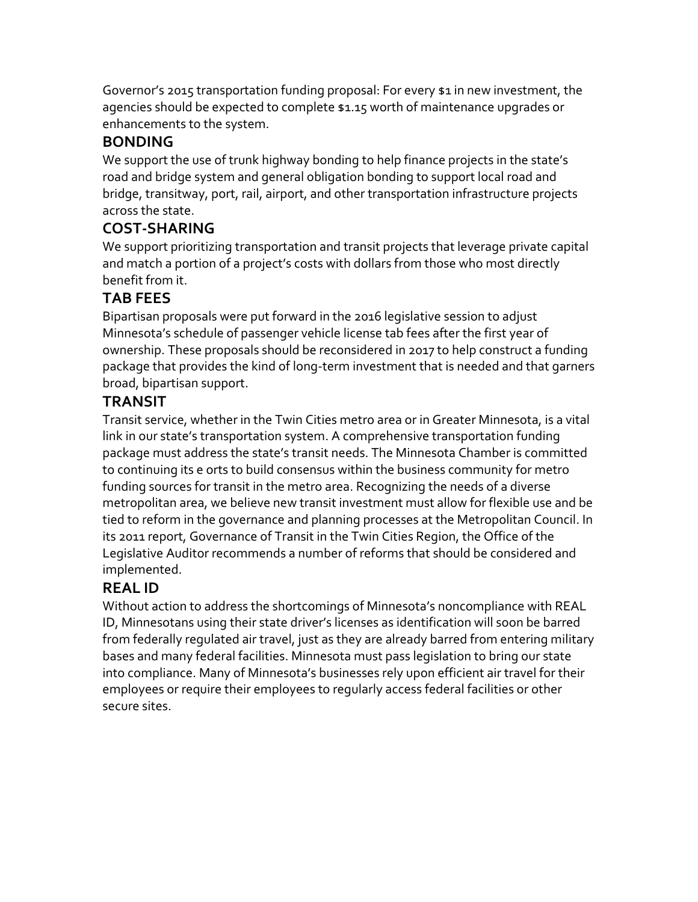Governor's 2015 transportation funding proposal: For every $1 in new investment, the agencies should be expected to complete $1.15 worth of maintenance upgrades or enhancements to the system.

## BONDING

We support the use of trunk highway bonding to help finance projects in the state's road and bridge system and general obligation bonding to support local road and bridge, transitway, port, rail, airport, and other transportation infrastructure projects across the state.

## COST-SHARING

We support prioritizing transportation and transit projects that leverage private capital and match a portion of a project's costs with dollars from those who most directly benefit from it.

## TAB FEES

Bipartisan proposals were put forward in the 2016 legislative session to adjust Minnesota's schedule of passenger vehicle license tab fees after the first year of ownership. These proposals should be reconsidered in 2017 to help construct a funding package that provides the kind of long-term investment that is needed and that garners broad, bipartisan support.

## TRANSIT

Transit service, whether in the Twin Cities metro area or in Greater Minnesota, is a vital link in our state's transportation system. A comprehensive transportation funding package must address the state's transit needs. The Minnesota Chamber is committed to continuing its e orts to build consensus within the business community for metro funding sources for transit in the metro area. Recognizing the needs of a diverse metropolitan area, we believe new transit investment must allow for flexible use and be tied to reform in the governance and planning processes at the Metropolitan Council. In its 2011 report, Governance of Transit in the Twin Cities Region, the Office of the Legislative Auditor recommends a number of reforms that should be considered and implemented.

## REAL ID

Without action to address the shortcomings of Minnesota's noncompliance with REAL ID, Minnesotans using their state driver's licenses as identification will soon be barred from federally regulated air travel, just as they are already barred from entering military bases and many federal facilities. Minnesota must pass legislation to bring our state into compliance. Many of Minnesota's businesses rely upon efficient air travel for their employees or require their employees to regularly access federal facilities or other secure sites.